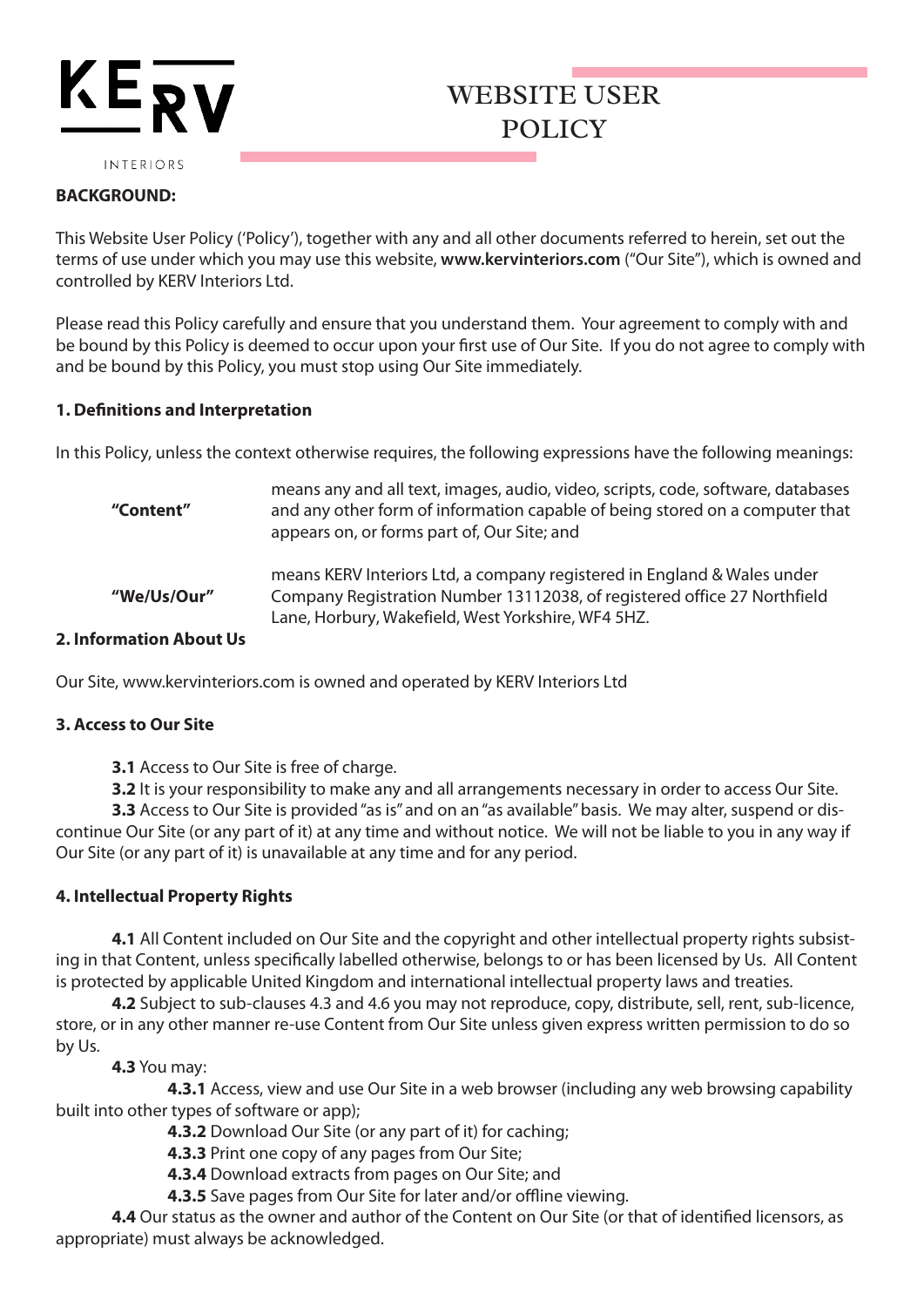KERV

INTERIORS

# WEBSITE USER POLICY

**BACKGROUND:**

This Website User Policy ('Policy'), together with any and all other documents referred to herein, set out the terms of use under which you may use this website, **www.kervinteriors.com** ("Our Site"), which is owned and controlled by KERV Interiors Ltd.

Please read this Policy carefully and ensure that you understand them. Your agreement to comply with and be bound by this Policy is deemed to occur upon your first use of Our Site. If you do not agree to comply with and be bound by this Policy, you must stop using Our Site immediately.

**1. Definitions and Interpretation**

In this Policy, unless the context otherwise requires, the following expressions have the following meanings:

| | |
|---|---|
| **"Content"** | means any and all text, images, audio, video, scripts, code, software, databases and any other form of information capable of being stored on a computer that appears on, or forms part of, Our Site; and |
| **"We/Us/Our"** | means KERV Interiors Ltd, a company registered in England & Wales under Company Registration Number 13112038, of registered office 27 Northfield Lane, Horbury, Wakefield, West Yorkshire, WF4 5HZ. |

**2. Information About Us**

Our Site, www.kervinteriors.com is owned and operated by KERV Interiors Ltd

**3. Access to Our Site**

**3.1** Access to Our Site is free of charge.

**3.2** It is your responsibility to make any and all arrangements necessary in order to access Our Site.

**3.3** Access to Our Site is provided "as is" and on an "as available" basis. We may alter, suspend or discontinue Our Site (or any part of it) at any time and without notice. We will not be liable to you in any way if Our Site (or any part of it) is unavailable at any time and for any period.

**4. Intellectual Property Rights**

**4.1** All Content included on Our Site and the copyright and other intellectual property rights subsisting in that Content, unless specifically labelled otherwise, belongs to or has been licensed by Us. All Content is protected by applicable United Kingdom and international intellectual property laws and treaties.

**4.2** Subject to sub-clauses 4.3 and 4.6 you may not reproduce, copy, distribute, sell, rent, sub-licence, store, or in any other manner re-use Content from Our Site unless given express written permission to do so by Us.

**4.3** You may:

**4.3.1** Access, view and use Our Site in a web browser (including any web browsing capability built into other types of software or app);

**4.3.2** Download Our Site (or any part of it) for caching;

**4.3.3** Print one copy of any pages from Our Site;

**4.3.4** Download extracts from pages on Our Site; and

**4.3.5** Save pages from Our Site for later and/or offline viewing.

**4.4** Our status as the owner and author of the Content on Our Site (or that of identified licensors, as appropriate) must always be acknowledged.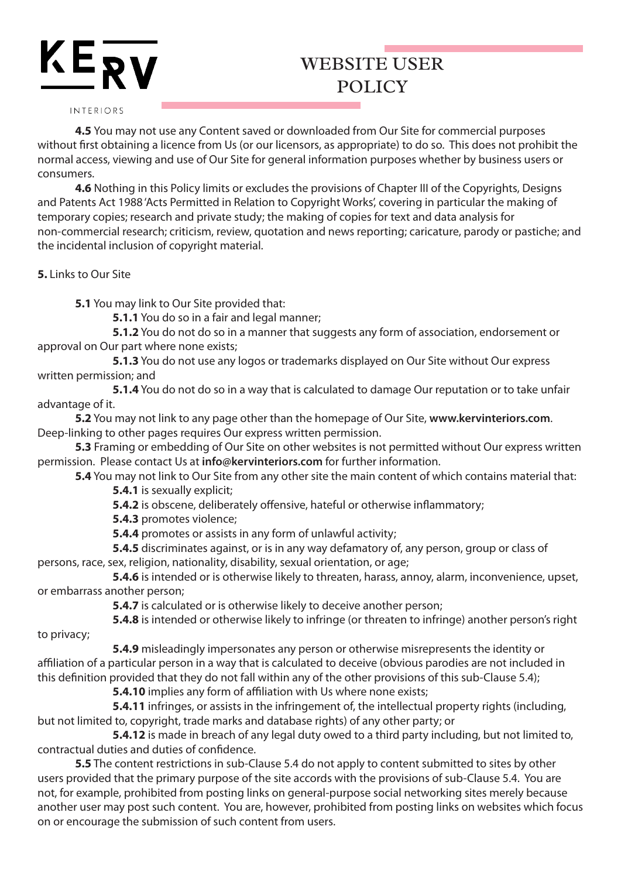**4.5** You may not use any Content saved or downloaded from Our Site for commercial purposes without first obtaining a licence from Us (or our licensors, as appropriate) to do so. This does not prohibit the normal access, viewing and use of Our Site for general information purposes whether by business users or consumers.

**4.6** Nothing in this Policy limits or excludes the provisions of Chapter III of the Copyrights, Designs and Patents Act 1988 'Acts Permitted in Relation to Copyright Works', covering in particular the making of temporary copies; research and private study; the making of copies for text and data analysis for non-commercial research; criticism, review, quotation and news reporting; caricature, parody or pastiche; and the incidental inclusion of copyright material.

**5.** Links to Our Site

**5.1** You may link to Our Site provided that:

**5.1.1** You do so in a fair and legal manner;

**5.1.2** You do not do so in a manner that suggests any form of association, endorsement or approval on Our part where none exists;

**5.1.3** You do not use any logos or trademarks displayed on Our Site without Our express written permission; and

**5.1.4** You do not do so in a way that is calculated to damage Our reputation or to take unfair advantage of it.

**5.2** You may not link to any page other than the homepage of Our Site, **www.kervinteriors.com**. Deep-linking to other pages requires Our express written permission.

**5.3** Framing or embedding of Our Site on other websites is not permitted without Our express written permission. Please contact Us at **info@kervinteriors.com** for further information.

**5.4** You may not link to Our Site from any other site the main content of which contains material that:

**5.4.1** is sexually explicit;

**5.4.2** is obscene, deliberately offensive, hateful or otherwise inflammatory;

**5.4.3** promotes violence;

**5.4.4** promotes or assists in any form of unlawful activity;

**5.4.5** discriminates against, or is in any way defamatory of, any person, group or class of persons, race, sex, religion, nationality, disability, sexual orientation, or age;

**5.4.6** is intended or is otherwise likely to threaten, harass, annoy, alarm, inconvenience, upset, or embarrass another person;

**5.4.7** is calculated or is otherwise likely to deceive another person;

**5.4.8** is intended or otherwise likely to infringe (or threaten to infringe) another person's right to privacy;

**5.4.9** misleadingly impersonates any person or otherwise misrepresents the identity or affiliation of a particular person in a way that is calculated to deceive (obvious parodies are not included in this definition provided that they do not fall within any of the other provisions of this sub-Clause 5.4);

**5.4.10** implies any form of affiliation with Us where none exists;

**5.4.11** infringes, or assists in the infringement of, the intellectual property rights (including, but not limited to, copyright, trade marks and database rights) of any other party; or

**5.4.12** is made in breach of any legal duty owed to a third party including, but not limited to, contractual duties and duties of confidence.

**5.5** The content restrictions in sub-Clause 5.4 do not apply to content submitted to sites by other users provided that the primary purpose of the site accords with the provisions of sub-Clause 5.4. You are not, for example, prohibited from posting links on general-purpose social networking sites merely because another user may post such content. You are, however, prohibited from posting links on websites which focus on or encourage the submission of such content from users.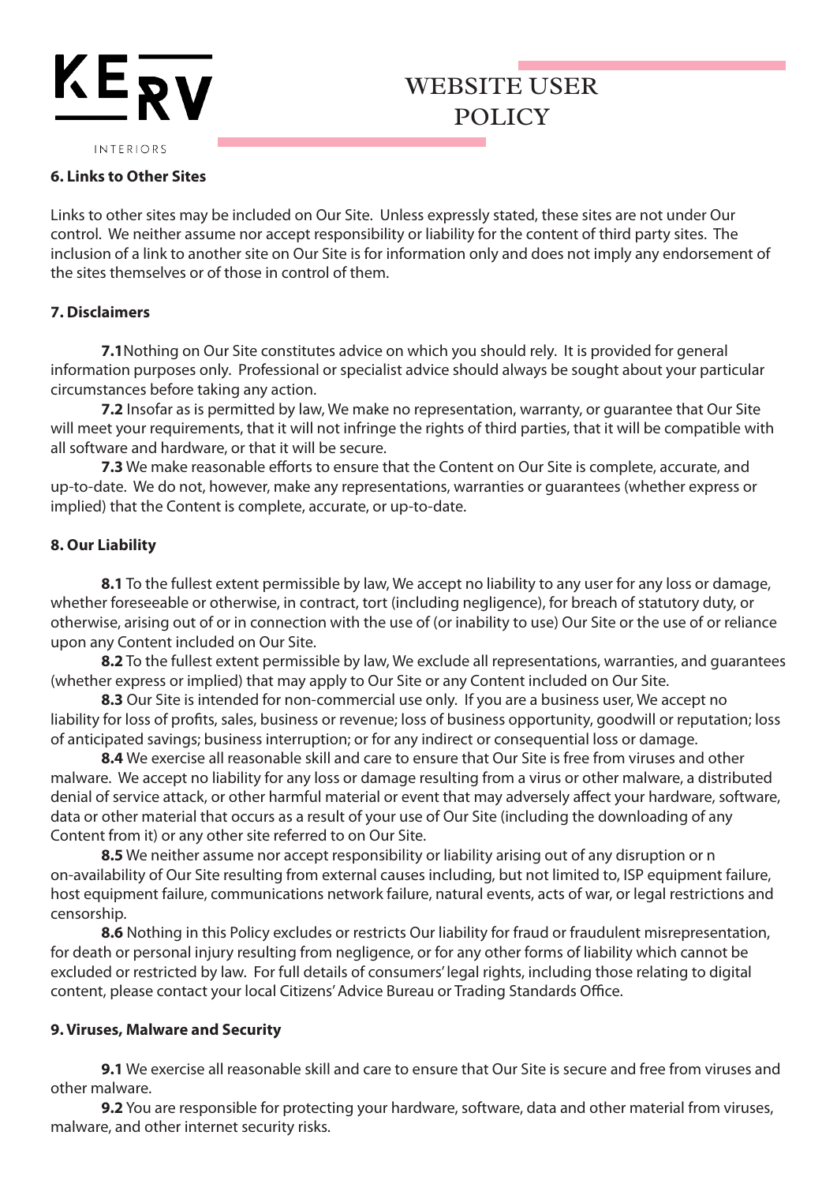### 6. Links to Other Sites

Links to other sites may be included on Our Site. Unless expressly stated, these sites are not under Our control. We neither assume nor accept responsibility or liability for the content of third party sites. The inclusion of a link to another site on Our Site is for information only and does not imply any endorsement of the sites themselves or of those in control of them.

### 7. Disclaimers

**7.1**Nothing on Our Site constitutes advice on which you should rely. It is provided for general information purposes only. Professional or specialist advice should always be sought about your particular circumstances before taking any action.

**7.2** Insofar as is permitted by law, We make no representation, warranty, or guarantee that Our Site will meet your requirements, that it will not infringe the rights of third parties, that it will be compatible with all software and hardware, or that it will be secure.

**7.3** We make reasonable efforts to ensure that the Content on Our Site is complete, accurate, and up-to-date. We do not, however, make any representations, warranties or guarantees (whether express or implied) that the Content is complete, accurate, or up-to-date.

### 8. Our Liability

**8.1** To the fullest extent permissible by law, We accept no liability to any user for any loss or damage, whether foreseeable or otherwise, in contract, tort (including negligence), for breach of statutory duty, or otherwise, arising out of or in connection with the use of (or inability to use) Our Site or the use of or reliance upon any Content included on Our Site.

**8.2** To the fullest extent permissible by law, We exclude all representations, warranties, and guarantees (whether express or implied) that may apply to Our Site or any Content included on Our Site.

**8.3** Our Site is intended for non-commercial use only. If you are a business user, We accept no liability for loss of profits, sales, business or revenue; loss of business opportunity, goodwill or reputation; loss of anticipated savings; business interruption; or for any indirect or consequential loss or damage.

**8.4** We exercise all reasonable skill and care to ensure that Our Site is free from viruses and other malware. We accept no liability for any loss or damage resulting from a virus or other malware, a distributed denial of service attack, or other harmful material or event that may adversely affect your hardware, software, data or other material that occurs as a result of your use of Our Site (including the downloading of any Content from it) or any other site referred to on Our Site.

**8.5** We neither assume nor accept responsibility or liability arising out of any disruption or non-availability of Our Site resulting from external causes including, but not limited to, ISP equipment failure, host equipment failure, communications network failure, natural events, acts of war, or legal restrictions and censorship.

**8.6** Nothing in this Policy excludes or restricts Our liability for fraud or fraudulent misrepresentation, for death or personal injury resulting from negligence, or for any other forms of liability which cannot be excluded or restricted by law. For full details of consumers' legal rights, including those relating to digital content, please contact your local Citizens' Advice Bureau or Trading Standards Office.

### 9. Viruses, Malware and Security

**9.1** We exercise all reasonable skill and care to ensure that Our Site is secure and free from viruses and other malware.

**9.2** You are responsible for protecting your hardware, software, data and other material from viruses, malware, and other internet security risks.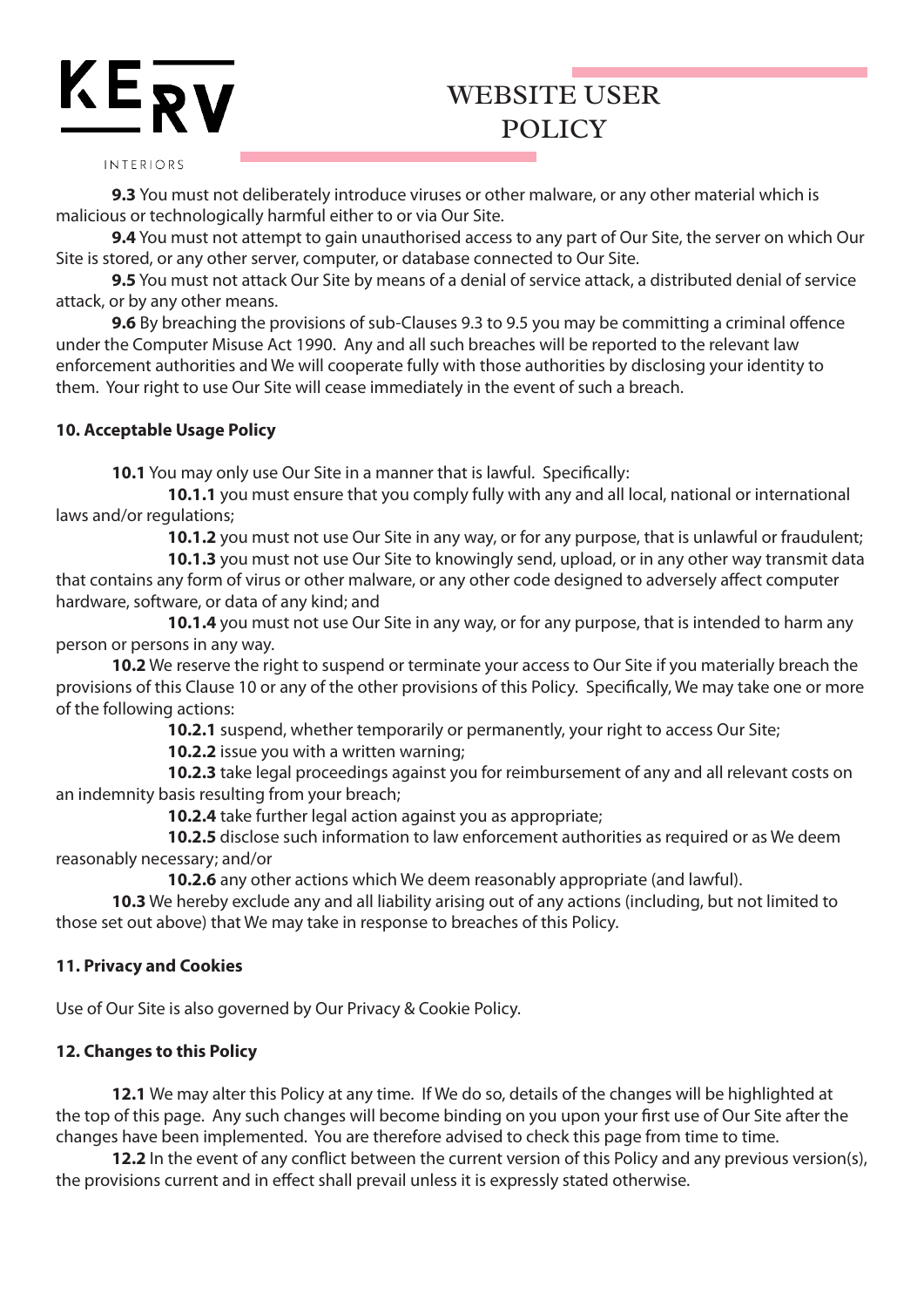**9.3** You must not deliberately introduce viruses or other malware, or any other material which is malicious or technologically harmful either to or via Our Site.

**9.4** You must not attempt to gain unauthorised access to any part of Our Site, the server on which Our Site is stored, or any other server, computer, or database connected to Our Site.

**9.5** You must not attack Our Site by means of a denial of service attack, a distributed denial of service attack, or by any other means.

**9.6** By breaching the provisions of sub-Clauses 9.3 to 9.5 you may be committing a criminal offence under the Computer Misuse Act 1990. Any and all such breaches will be reported to the relevant law enforcement authorities and We will cooperate fully with those authorities by disclosing your identity to them. Your right to use Our Site will cease immediately in the event of such a breach.

**10. Acceptable Usage Policy**

**10.1** You may only use Our Site in a manner that is lawful. Specifically:

**10.1.1** you must ensure that you comply fully with any and all local, national or international laws and/or regulations;

**10.1.2** you must not use Our Site in any way, or for any purpose, that is unlawful or fraudulent;

**10.1.3** you must not use Our Site to knowingly send, upload, or in any other way transmit data that contains any form of virus or other malware, or any other code designed to adversely affect computer hardware, software, or data of any kind; and

**10.1.4** you must not use Our Site in any way, or for any purpose, that is intended to harm any person or persons in any way.

**10.2** We reserve the right to suspend or terminate your access to Our Site if you materially breach the provisions of this Clause 10 or any of the other provisions of this Policy. Specifically, We may take one or more of the following actions:

**10.2.1** suspend, whether temporarily or permanently, your right to access Our Site;

**10.2.2** issue you with a written warning;

**10.2.3** take legal proceedings against you for reimbursement of any and all relevant costs on an indemnity basis resulting from your breach;

**10.2.4** take further legal action against you as appropriate;

**10.2.5** disclose such information to law enforcement authorities as required or as We deem reasonably necessary; and/or

**10.2.6** any other actions which We deem reasonably appropriate (and lawful).

**10.3** We hereby exclude any and all liability arising out of any actions (including, but not limited to those set out above) that We may take in response to breaches of this Policy.

**11. Privacy and Cookies**

Use of Our Site is also governed by Our Privacy & Cookie Policy.

**12. Changes to this Policy**

**12.1** We may alter this Policy at any time. If We do so, details of the changes will be highlighted at the top of this page. Any such changes will become binding on you upon your first use of Our Site after the changes have been implemented. You are therefore advised to check this page from time to time.

**12.2** In the event of any conflict between the current version of this Policy and any previous version(s), the provisions current and in effect shall prevail unless it is expressly stated otherwise.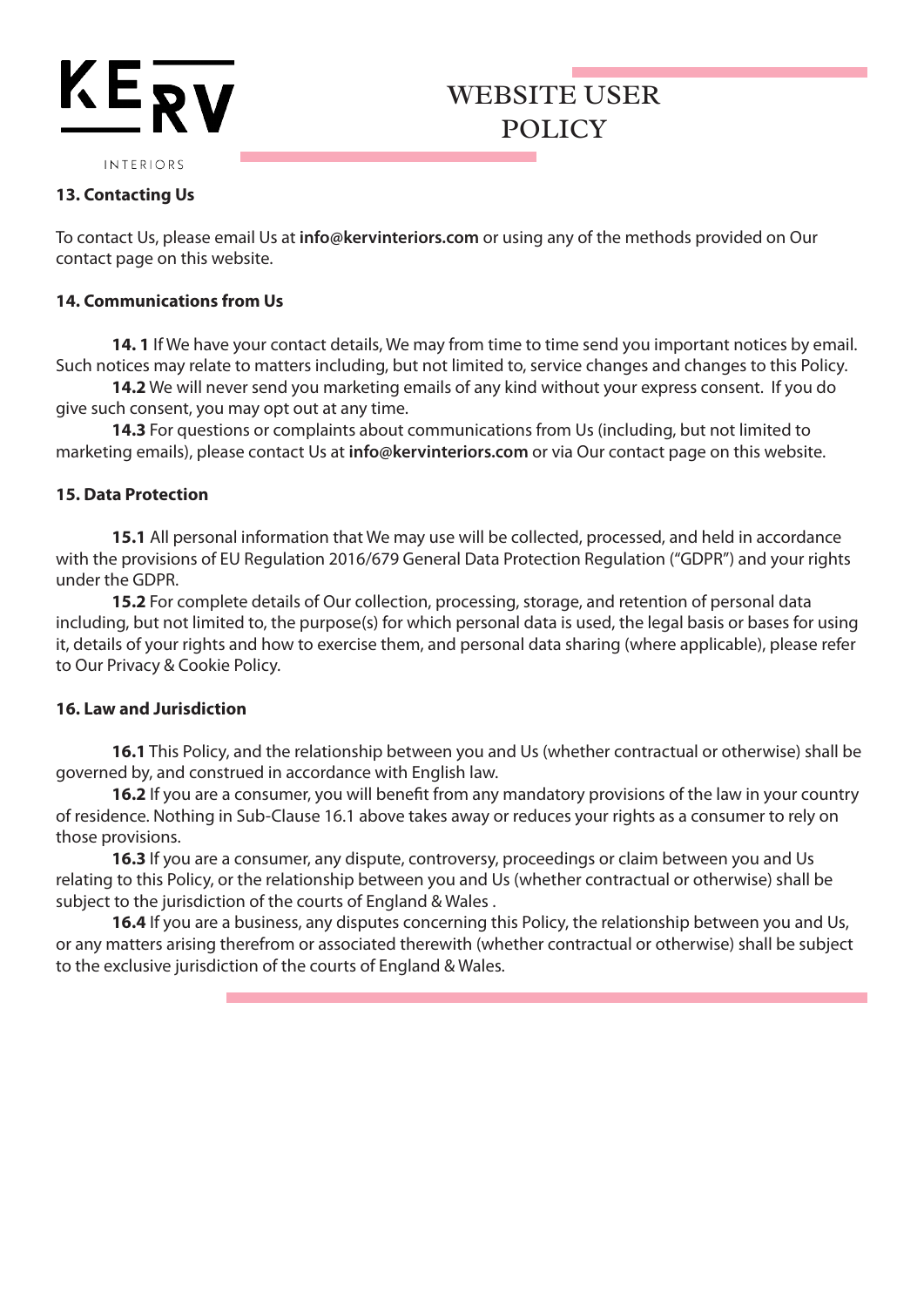### 13. Contacting Us

To contact Us, please email Us at **info@kervinteriors.com** or using any of the methods provided on Our contact page on this website.

### 14. Communications from Us

**14. 1** If We have your contact details, We may from time to time send you important notices by email. Such notices may relate to matters including, but not limited to, service changes and changes to this Policy.

**14.2** We will never send you marketing emails of any kind without your express consent. If you do give such consent, you may opt out at any time.

**14.3** For questions or complaints about communications from Us (including, but not limited to marketing emails), please contact Us at **info@kervinteriors.com** or via Our contact page on this website.

### 15. Data Protection

**15.1** All personal information that We may use will be collected, processed, and held in accordance with the provisions of EU Regulation 2016/679 General Data Protection Regulation ("GDPR") and your rights under the GDPR.

**15.2** For complete details of Our collection, processing, storage, and retention of personal data including, but not limited to, the purpose(s) for which personal data is used, the legal basis or bases for using it, details of your rights and how to exercise them, and personal data sharing (where applicable), please refer to Our Privacy & Cookie Policy.

### 16. Law and Jurisdiction

**16.1** This Policy, and the relationship between you and Us (whether contractual or otherwise) shall be governed by, and construed in accordance with English law.

**16.2** If you are a consumer, you will benefit from any mandatory provisions of the law in your country of residence. Nothing in Sub-Clause 16.1 above takes away or reduces your rights as a consumer to rely on those provisions.

**16.3** If you are a consumer, any dispute, controversy, proceedings or claim between you and Us relating to this Policy, or the relationship between you and Us (whether contractual or otherwise) shall be subject to the jurisdiction of the courts of England & Wales .

**16.4** If you are a business, any disputes concerning this Policy, the relationship between you and Us, or any matters arising therefrom or associated therewith (whether contractual or otherwise) shall be subject to the exclusive jurisdiction of the courts of England & Wales.